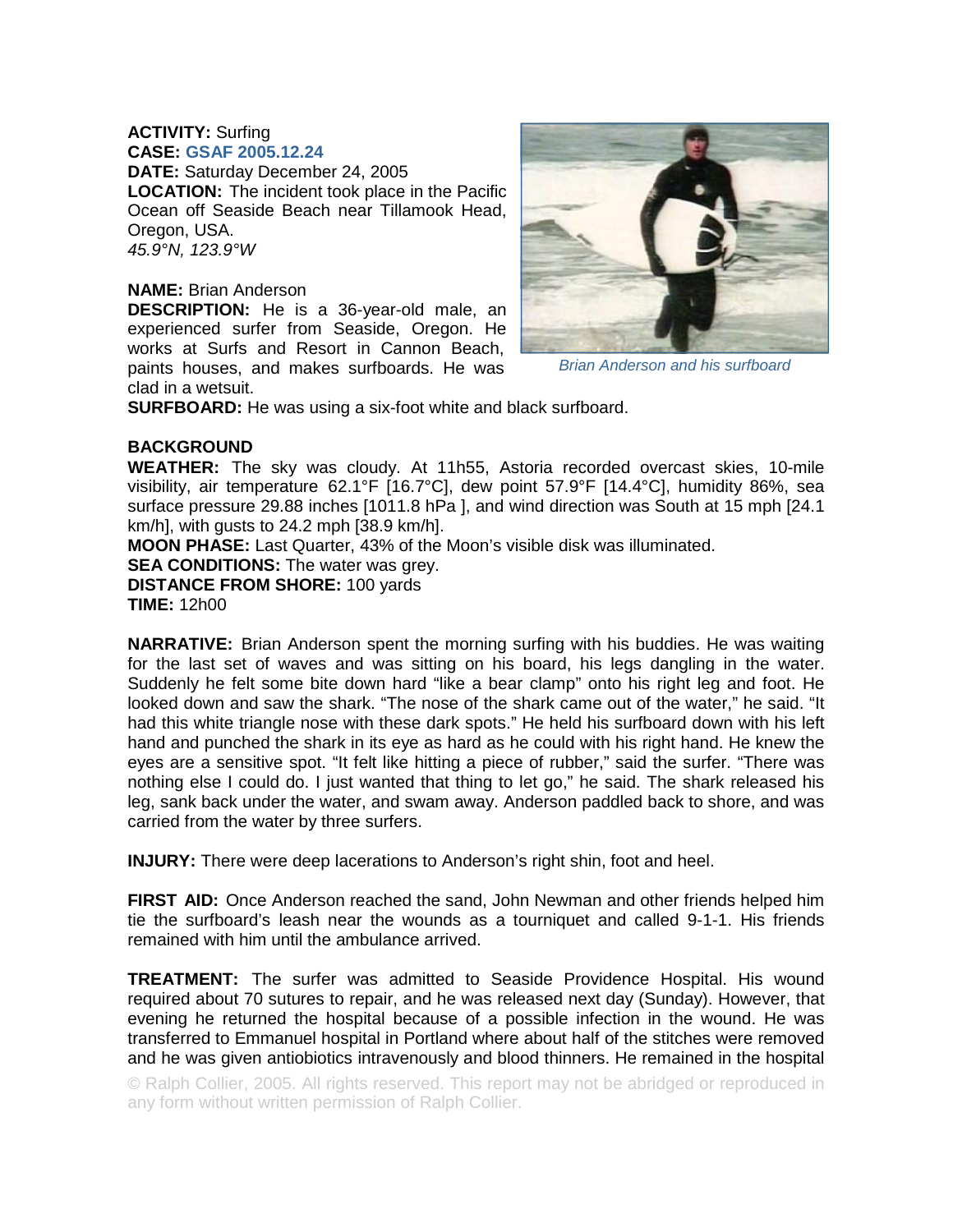**ACTIVITY:** Surfing
**CASE:** GSAF 2005.12.24
**DATE:** Saturday December 24, 2005
**LOCATION:** The incident took place in the Pacific Ocean off Seaside Beach near Tillamook Head, Oregon, USA.
*45.9°N, 123.9°W*

**NAME:** Brian Anderson
**DESCRIPTION:** He is a 36-year-old male, an experienced surfer from Seaside, Oregon. He works at Surfs and Resort in Cannon Beach, paints houses, and makes surfboards. He was clad in a wetsuit.

*Brian Anderson and his surfboard*

**SURFBOARD:** He was using a six-foot white and black surfboard.

**BACKGROUND**
**WEATHER:** The sky was cloudy. At 11h55, Astoria recorded overcast skies, 10-mile visibility, air temperature 62.1°F [16.7°C], dew point 57.9°F [14.4°C], humidity 86%, sea surface pressure 29.88 inches [1011.8 hPa ], and wind direction was South at 15 mph [24.1 km/h], with gusts to 24.2 mph [38.9 km/h].
**MOON PHASE:** Last Quarter, 43% of the Moon's visible disk was illuminated.
**SEA CONDITIONS:** The water was grey.
**DISTANCE FROM SHORE:** 100 yards
**TIME:** 12h00

**NARRATIVE:** Brian Anderson spent the morning surfing with his buddies. He was waiting for the last set of waves and was sitting on his board, his legs dangling in the water. Suddenly he felt some bite down hard "like a bear clamp" onto his right leg and foot. He looked down and saw the shark. "The nose of the shark came out of the water," he said. "It had this white triangle nose with these dark spots." He held his surfboard down with his left hand and punched the shark in its eye as hard as he could with his right hand. He knew the eyes are a sensitive spot. "It felt like hitting a piece of rubber," said the surfer. "There was nothing else I could do. I just wanted that thing to let go," he said. The shark released his leg, sank back under the water, and swam away. Anderson paddled back to shore, and was carried from the water by three surfers.

**INJURY:** There were deep lacerations to Anderson's right shin, foot and heel.

**FIRST AID:** Once Anderson reached the sand, John Newman and other friends helped him tie the surfboard's leash near the wounds as a tourniquet and called 9-1-1. His friends remained with him until the ambulance arrived.

**TREATMENT:** The surfer was admitted to Seaside Providence Hospital. His wound required about 70 sutures to repair, and he was released next day (Sunday). However, that evening he returned the hospital because of a possible infection in the wound. He was transferred to Emmanuel hospital in Portland where about half of the stitches were removed and he was given antiobiotics intravenously and blood thinners. He remained in the hospital

© Ralph Collier, 2005. All rights reserved. This report may not be abridged or reproduced in any form without written permission of Ralph Collier.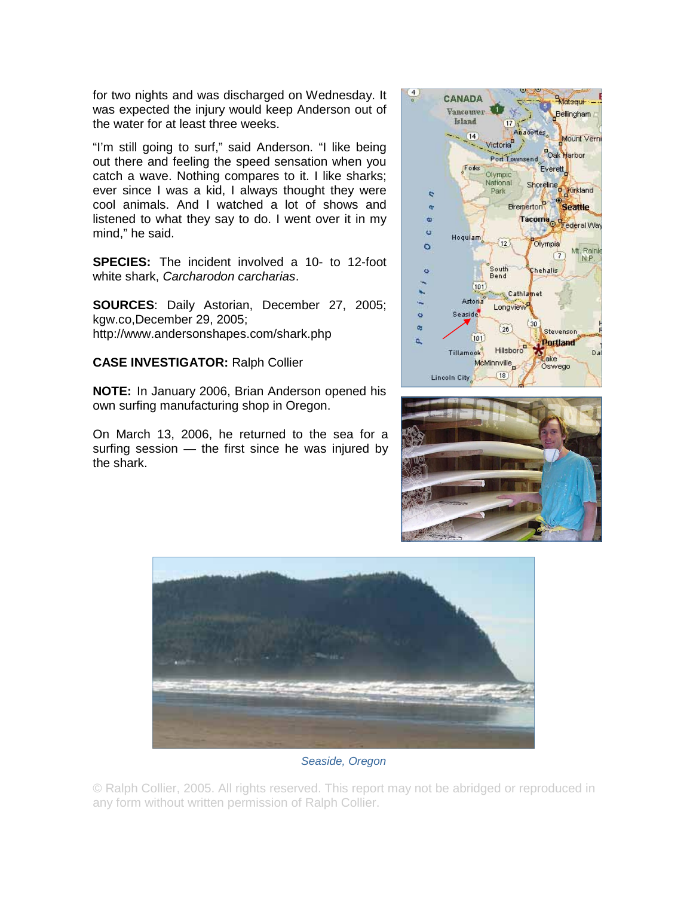for two nights and was discharged on Wednesday. It was expected the injury would keep Anderson out of the water for at least three weeks.

"I'm still going to surf," said Anderson. "I like being out there and feeling the speed sensation when you catch a wave. Nothing compares to it. I like sharks; ever since I was a kid, I always thought they were cool animals. And I watched a lot of shows and listened to what they say to do. I went over it in my mind," he said.

**SPECIES:** The incident involved a 10- to 12-foot white shark, *Carcharodon carcharias*.

**SOURCES**: Daily Astorian, December 27, 2005; kgw.co,December 29, 2005; http://www.andersonshapes.com/shark.php

**CASE INVESTIGATOR:** Ralph Collier

**NOTE:** In January 2006, Brian Anderson opened his own surfing manufacturing shop in Oregon.

On March 13, 2006, he returned to the sea for a surfing session — the first since he was injured by the shark.

*Seaside, Oregon*

© Ralph Collier, 2005. All rights reserved. This report may not be abridged or reproduced in any form without written permission of Ralph Collier.